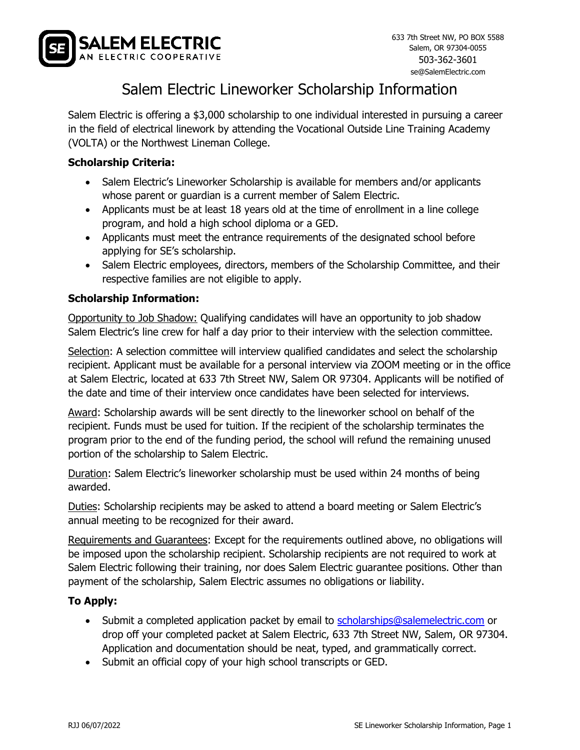**SALEM ELECTRIC**
AN ELECTRIC COOPERATIVE

633 7th Street NW, PO BOX 5588
Salem, OR 97304-0055
503-362-3601
se@SalemElectric.com

# Salem Electric Lineworker Scholarship Information

Salem Electric is offering a $3,000 scholarship to one individual interested in pursuing a career in the field of electrical linework by attending the Vocational Outside Line Training Academy (VOLTA) or the Northwest Lineman College.

**Scholarship Criteria:**

- Salem Electric's Lineworker Scholarship is available for members and/or applicants whose parent or guardian is a current member of Salem Electric.
- Applicants must be at least 18 years old at the time of enrollment in a line college program, and hold a high school diploma or a GED.
- Applicants must meet the entrance requirements of the designated school before applying for SE's scholarship.
- Salem Electric employees, directors, members of the Scholarship Committee, and their respective families are not eligible to apply.

**Scholarship Information:**

Opportunity to Job Shadow: Qualifying candidates will have an opportunity to job shadow Salem Electric's line crew for half a day prior to their interview with the selection committee.

Selection: A selection committee will interview qualified candidates and select the scholarship recipient. Applicant must be available for a personal interview via ZOOM meeting or in the office at Salem Electric, located at 633 7th Street NW, Salem OR 97304. Applicants will be notified of the date and time of their interview once candidates have been selected for interviews.

Award: Scholarship awards will be sent directly to the lineworker school on behalf of the recipient. Funds must be used for tuition. If the recipient of the scholarship terminates the program prior to the end of the funding period, the school will refund the remaining unused portion of the scholarship to Salem Electric.

Duration: Salem Electric's lineworker scholarship must be used within 24 months of being awarded.

Duties: Scholarship recipients may be asked to attend a board meeting or Salem Electric's annual meeting to be recognized for their award.

Requirements and Guarantees: Except for the requirements outlined above, no obligations will be imposed upon the scholarship recipient. Scholarship recipients are not required to work at Salem Electric following their training, nor does Salem Electric guarantee positions. Other than payment of the scholarship, Salem Electric assumes no obligations or liability.

**To Apply:**

- Submit a completed application packet by email to scholarships@salemelectric.com or drop off your completed packet at Salem Electric, 633 7th Street NW, Salem, OR 97304. Application and documentation should be neat, typed, and grammatically correct.
- Submit an official copy of your high school transcripts or GED.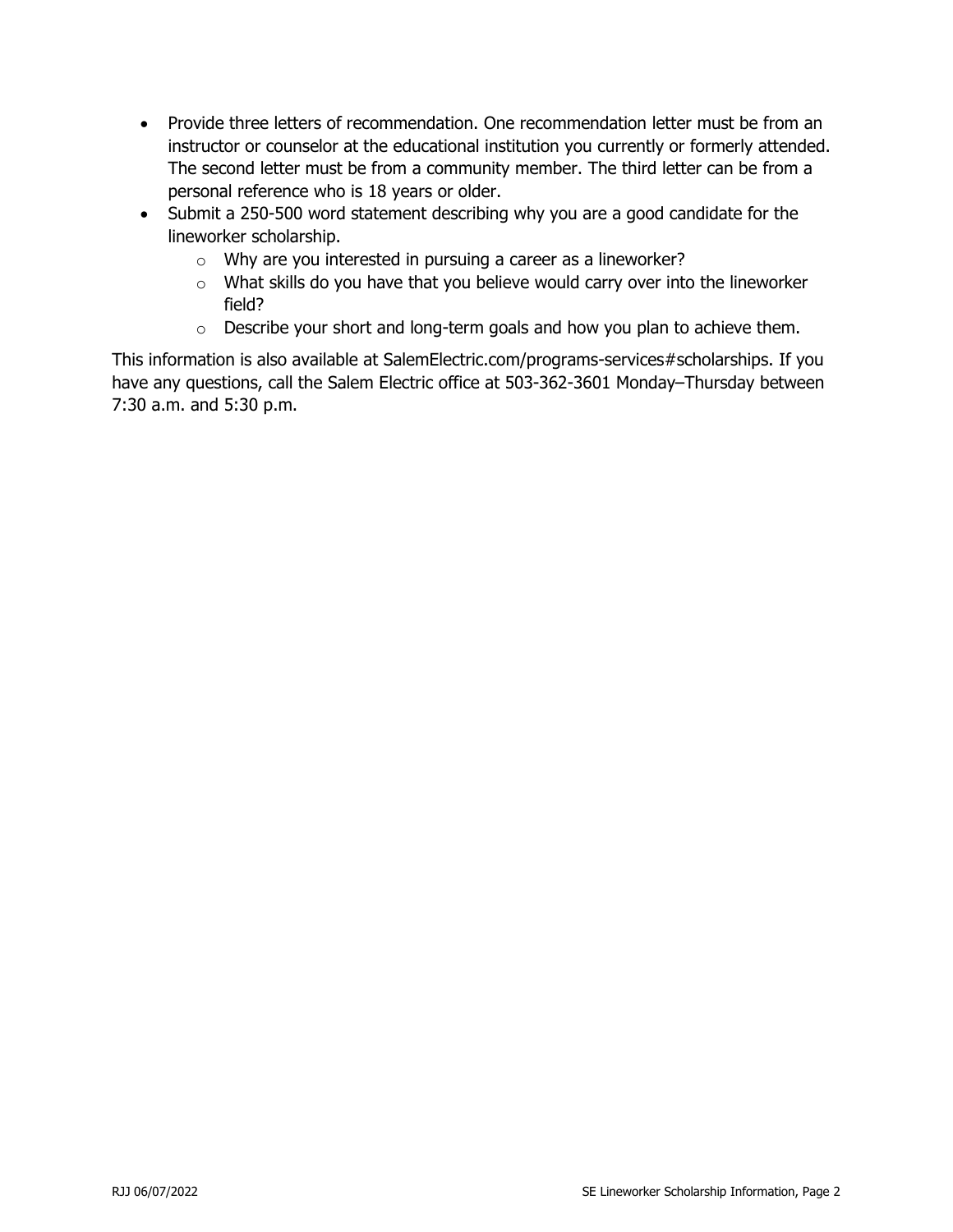- Provide three letters of recommendation. One recommendation letter must be from an instructor or counselor at the educational institution you currently or formerly attended. The second letter must be from a community member. The third letter can be from a personal reference who is 18 years or older.
- Submit a 250-500 word statement describing why you are a good candidate for the lineworker scholarship.
  - Why are you interested in pursuing a career as a lineworker?
  - What skills do you have that you believe would carry over into the lineworker field?
  - Describe your short and long-term goals and how you plan to achieve them.

This information is also available at SalemElectric.com/programs-services#scholarships. If you have any questions, call the Salem Electric office at 503-362-3601 Monday–Thursday between 7:30 a.m. and 5:30 p.m.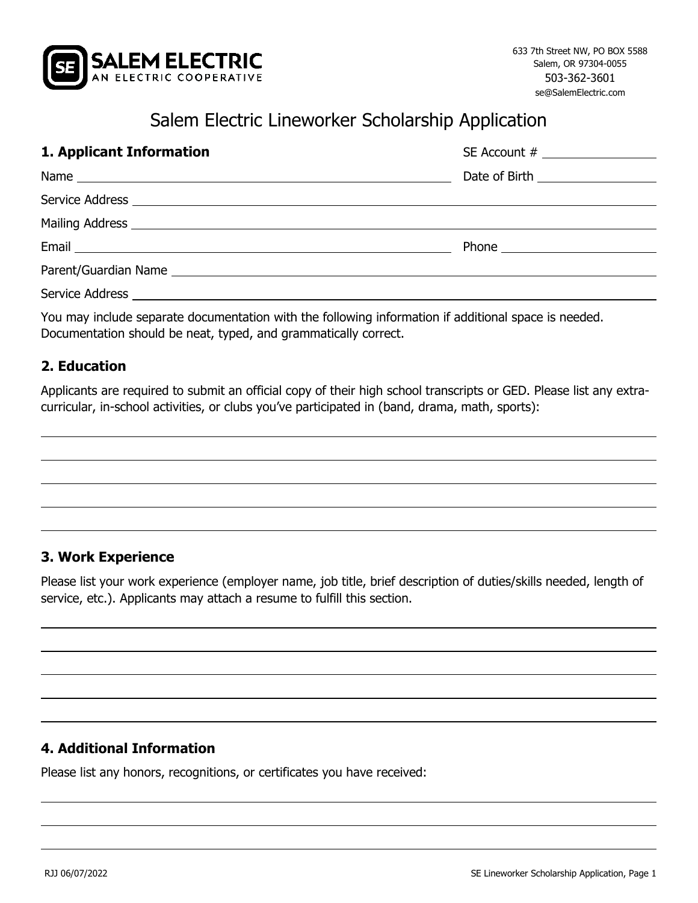SALEM ELECTRIC
AN ELECTRIC COOPERATIVE

633 7th Street NW, PO BOX 5588
Salem, OR 97304-0055
503-362-3601
se@SalemElectric.com

# Salem Electric Lineworker Scholarship Application

## 1. Applicant Information

SE Account # ________________

Name ____________________________________________ Date of Birth ________________

Service Address ____________________________________________

Mailing Address ____________________________________________

Email ____________________________________________ Phone ________________

Parent/Guardian Name ____________________________________________

Service Address ____________________________________________

You may include separate documentation with the following information if additional space is needed. Documentation should be neat, typed, and grammatically correct.

## 2. Education

Applicants are required to submit an official copy of their high school transcripts or GED. Please list any extra-curricular, in-school activities, or clubs you've participated in (band, drama, math, sports):

____________________________________________

____________________________________________

____________________________________________

____________________________________________

____________________________________________

## 3. Work Experience

Please list your work experience (employer name, job title, brief description of duties/skills needed, length of service, etc.). Applicants may attach a resume to fulfill this section.

____________________________________________

____________________________________________

____________________________________________

____________________________________________

____________________________________________

## 4. Additional Information

Please list any honors, recognitions, or certificates you have received:

____________________________________________

____________________________________________

____________________________________________

RJJ 06/07/2022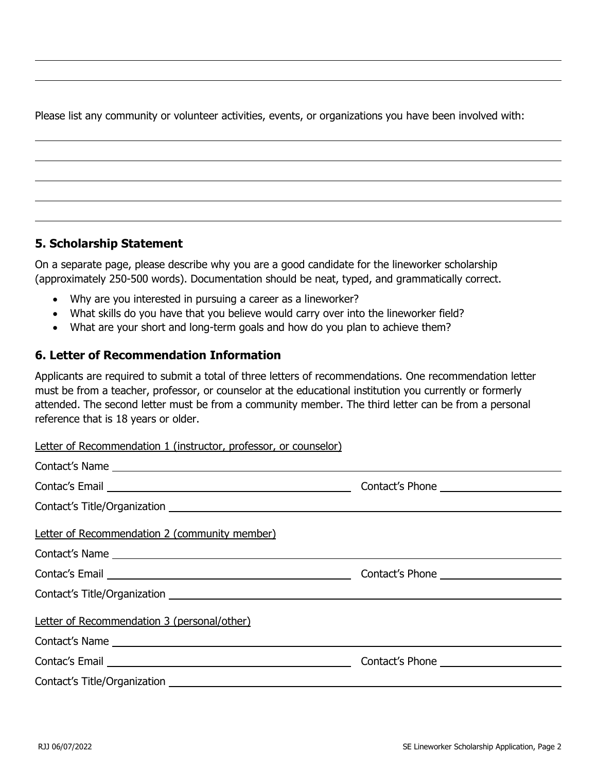Please list any community or volunteer activities, events, or organizations you have been involved with:

## 5. Scholarship Statement

On a separate page, please describe why you are a good candidate for the lineworker scholarship (approximately 250-500 words). Documentation should be neat, typed, and grammatically correct.

- Why are you interested in pursuing a career as a lineworker?
- What skills do you have that you believe would carry over into the lineworker field?
- What are your short and long-term goals and how do you plan to achieve them?

## 6. Letter of Recommendation Information

Applicants are required to submit a total of three letters of recommendations. One recommendation letter must be from a teacher, professor, or counselor at the educational institution you currently or formerly attended. The second letter must be from a community member. The third letter can be from a personal reference that is 18 years or older.

Letter of Recommendation 1 (instructor, professor, or counselor)

Contact's Name ______________________________

Contac's Email ______________________________ Contact's Phone ______________________________

Contact's Title/Organization ______________________________

Letter of Recommendation 2 (community member)

Contact's Name ______________________________

Contac's Email ______________________________ Contact's Phone ______________________________

Contact's Title/Organization ______________________________

Letter of Recommendation 3 (personal/other)

Contact's Name ______________________________

Contac's Email ______________________________ Contact's Phone ______________________________

Contact's Title/Organization ______________________________

RJJ 06/07/2022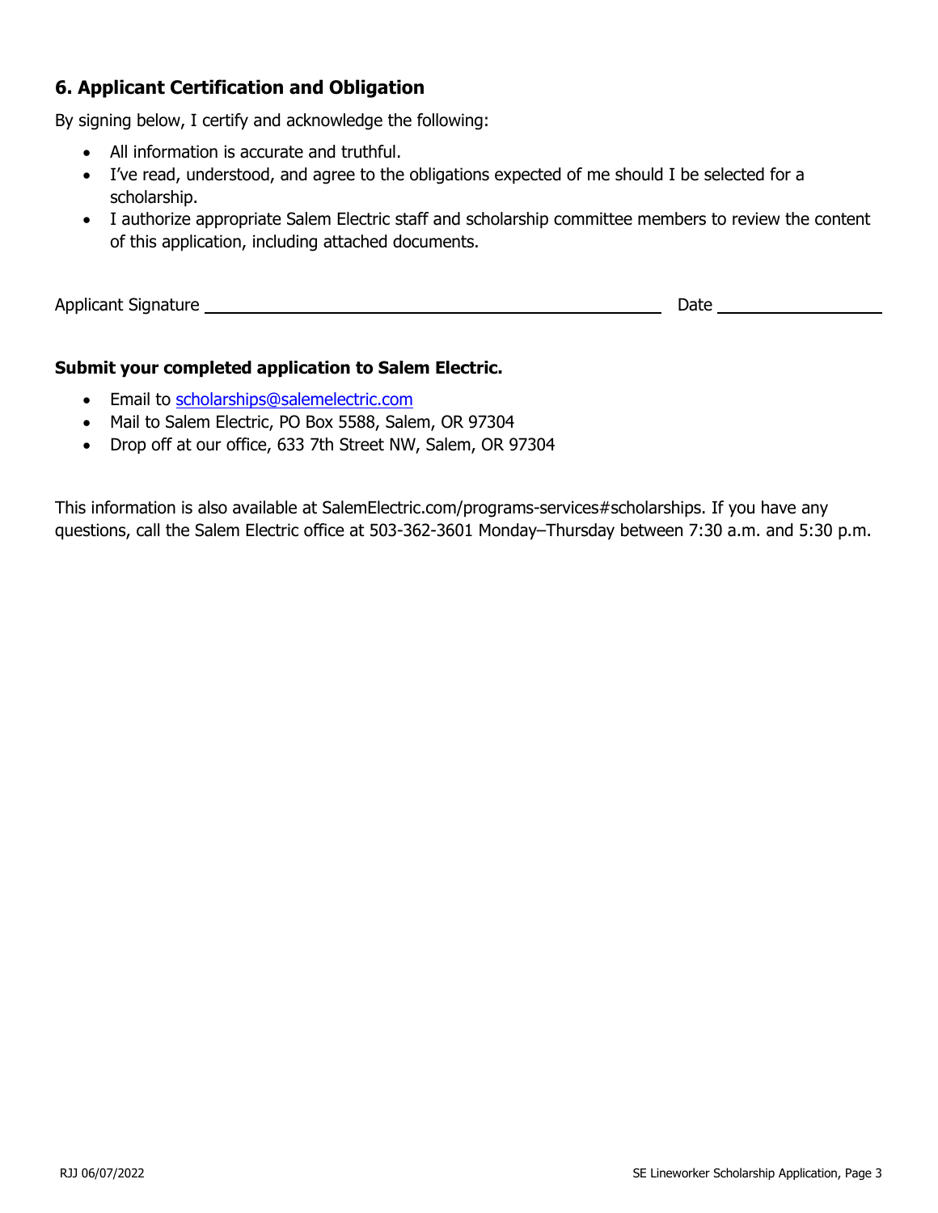## 6. Applicant Certification and Obligation

By signing below, I certify and acknowledge the following:

- All information is accurate and truthful.
- I've read, understood, and agree to the obligations expected of me should I be selected for a scholarship.
- I authorize appropriate Salem Electric staff and scholarship committee members to review the content of this application, including attached documents.

Applicant Signature ______________________________________________ Date ____________________

**Submit your completed application to Salem Electric.**

- Email to scholarships@salemelectric.com
- Mail to Salem Electric, PO Box 5588, Salem, OR 97304
- Drop off at our office, 633 7th Street NW, Salem, OR 97304

This information is also available at SalemElectric.com/programs-services#scholarships. If you have any questions, call the Salem Electric office at 503-362-3601 Monday–Thursday between 7:30 a.m. and 5:30 p.m.